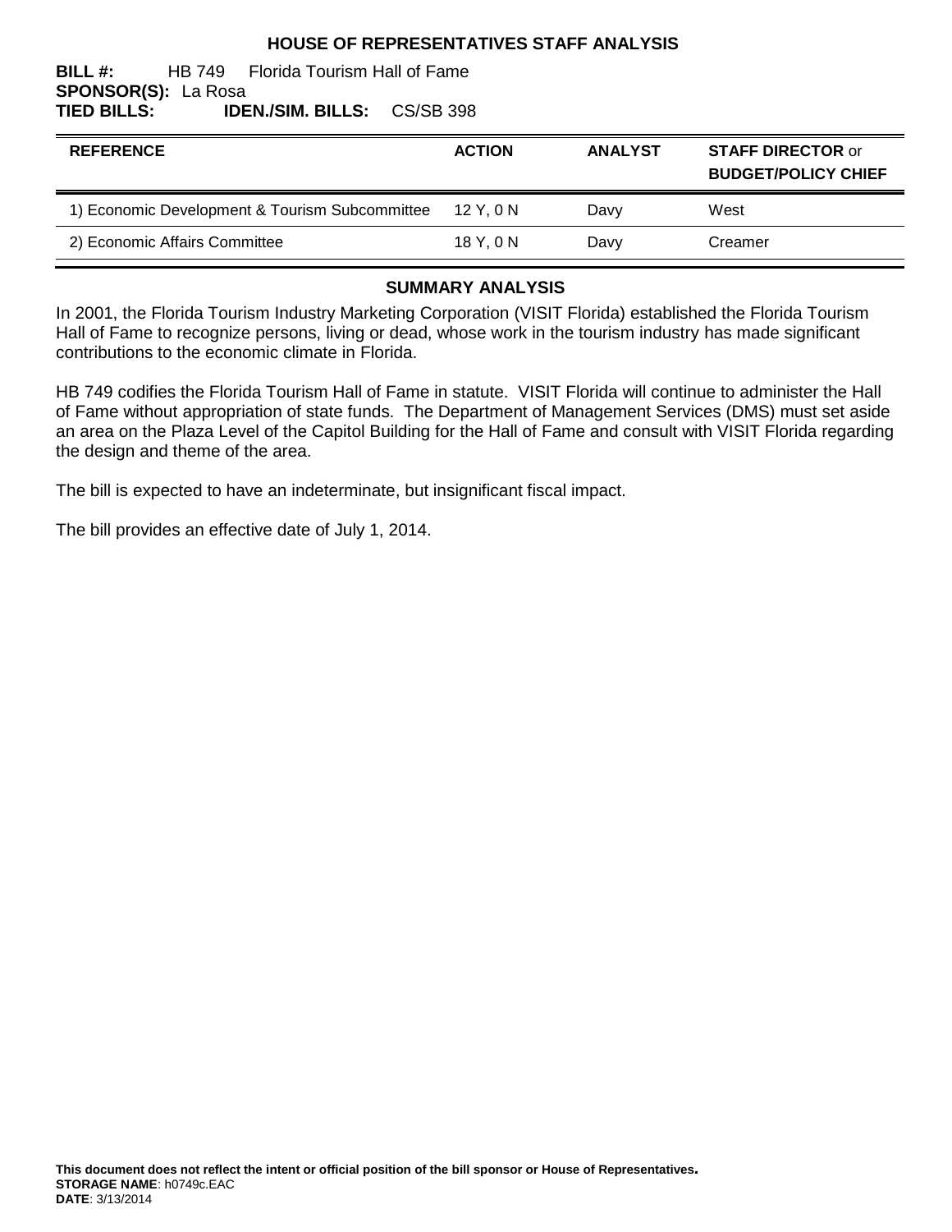# HOUSE OF REPRESENTATIVES STAFF ANALYSIS

**BILL #:** HB 749 Florida Tourism Hall of Fame
**SPONSOR(S):** La Rosa
**TIED BILLS:** **IDEN./SIM. BILLS:** CS/SB 398

| REFERENCE | ACTION | ANALYST | STAFF DIRECTOR or BUDGET/POLICY CHIEF |
|---|---|---|---|
| 1) Economic Development & Tourism Subcommittee | 12 Y, 0 N | Davy | West |
| 2) Economic Affairs Committee | 18 Y, 0 N | Davy | Creamer |

## SUMMARY ANALYSIS

In 2001, the Florida Tourism Industry Marketing Corporation (VISIT Florida) established the Florida Tourism Hall of Fame to recognize persons, living or dead, whose work in the tourism industry has made significant contributions to the economic climate in Florida.

HB 749 codifies the Florida Tourism Hall of Fame in statute. VISIT Florida will continue to administer the Hall of Fame without appropriation of state funds. The Department of Management Services (DMS) must set aside an area on the Plaza Level of the Capitol Building for the Hall of Fame and consult with VISIT Florida regarding the design and theme of the area.

The bill is expected to have an indeterminate, but insignificant fiscal impact.

The bill provides an effective date of July 1, 2014.

**This document does not reflect the intent or official position of the bill sponsor or House of Representatives.**
**STORAGE NAME**: h0749c.EAC
**DATE**: 3/13/2014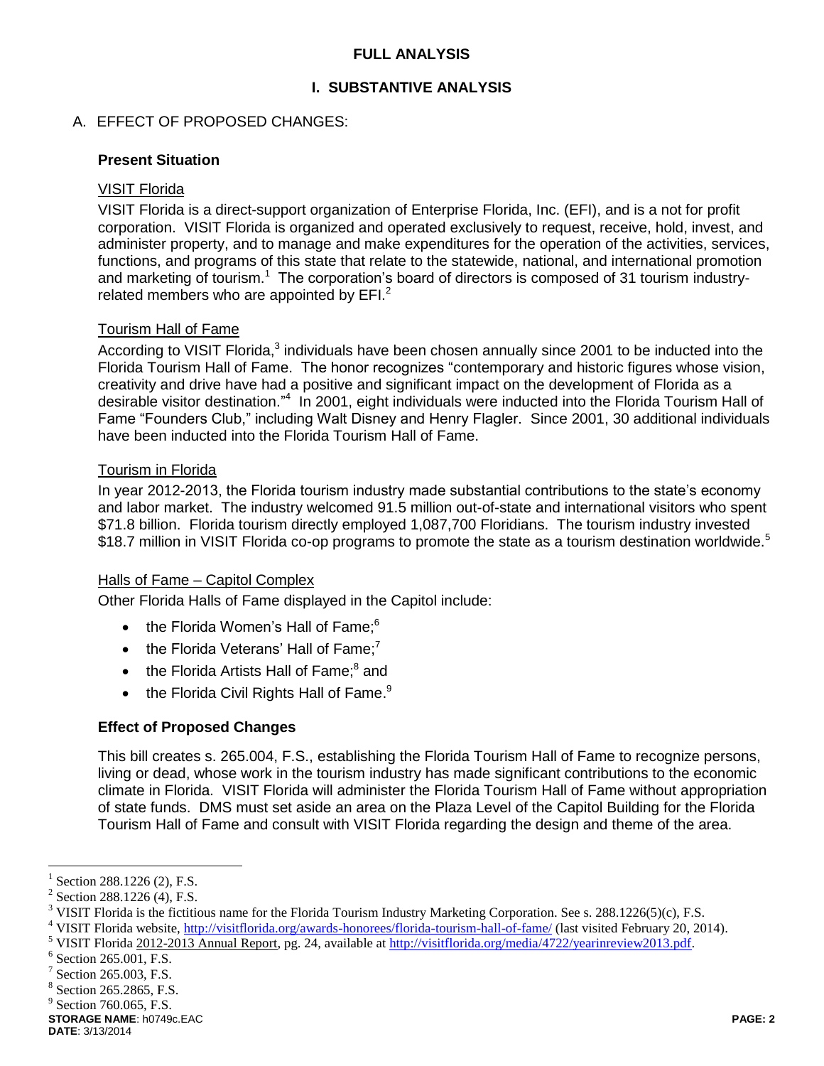## FULL ANALYSIS

## I. SUBSTANTIVE ANALYSIS

### A. EFFECT OF PROPOSED CHANGES:

**Present Situation**

VISIT Florida

VISIT Florida is a direct-support organization of Enterprise Florida, Inc. (EFI), and is a not for profit corporation. VISIT Florida is organized and operated exclusively to request, receive, hold, invest, and administer property, and to manage and make expenditures for the operation of the activities, services, functions, and programs of this state that relate to the statewide, national, and international promotion and marketing of tourism.[1] The corporation's board of directors is composed of 31 tourism industry-related members who are appointed by EFI.[2]

Tourism Hall of Fame

According to VISIT Florida,[3] individuals have been chosen annually since 2001 to be inducted into the Florida Tourism Hall of Fame. The honor recognizes "contemporary and historic figures whose vision, creativity and drive have had a positive and significant impact on the development of Florida as a desirable visitor destination."[4] In 2001, eight individuals were inducted into the Florida Tourism Hall of Fame "Founders Club," including Walt Disney and Henry Flagler. Since 2001, 30 additional individuals have been inducted into the Florida Tourism Hall of Fame.

Tourism in Florida

In year 2012-2013, the Florida tourism industry made substantial contributions to the state's economy and labor market. The industry welcomed 91.5 million out-of-state and international visitors who spent $71.8 billion. Florida tourism directly employed 1,087,700 Floridians. The tourism industry invested $18.7 million in VISIT Florida co-op programs to promote the state as a tourism destination worldwide.[5]

Halls of Fame – Capitol Complex

Other Florida Halls of Fame displayed in the Capitol include:

- the Florida Women's Hall of Fame;[6]
- the Florida Veterans' Hall of Fame;[7]
- the Florida Artists Hall of Fame;[8] and
- the Florida Civil Rights Hall of Fame.[9]

**Effect of Proposed Changes**

This bill creates s. 265.004, F.S., establishing the Florida Tourism Hall of Fame to recognize persons, living or dead, whose work in the tourism industry has made significant contributions to the economic climate in Florida. VISIT Florida will administer the Florida Tourism Hall of Fame without appropriation of state funds. DMS must set aside an area on the Plaza Level of the Capitol Building for the Florida Tourism Hall of Fame and consult with VISIT Florida regarding the design and theme of the area.

---

[1] Section 288.1226 (2), F.S.

[2] Section 288.1226 (4), F.S.

[3] VISIT Florida is the fictitious name for the Florida Tourism Industry Marketing Corporation. See s. 288.1226(5)(c), F.S.

[4] VISIT Florida website, http://visitflorida.org/awards-honorees/florida-tourism-hall-of-fame/ (last visited February 20, 2014).

[5] VISIT Florida 2012-2013 Annual Report, pg. 24, available at http://visitflorida.org/media/4722/yearinreview2013.pdf.

[6] Section 265.001, F.S.

[7] Section 265.003, F.S.

[8] Section 265.2865, F.S.

[9] Section 760.065, F.S.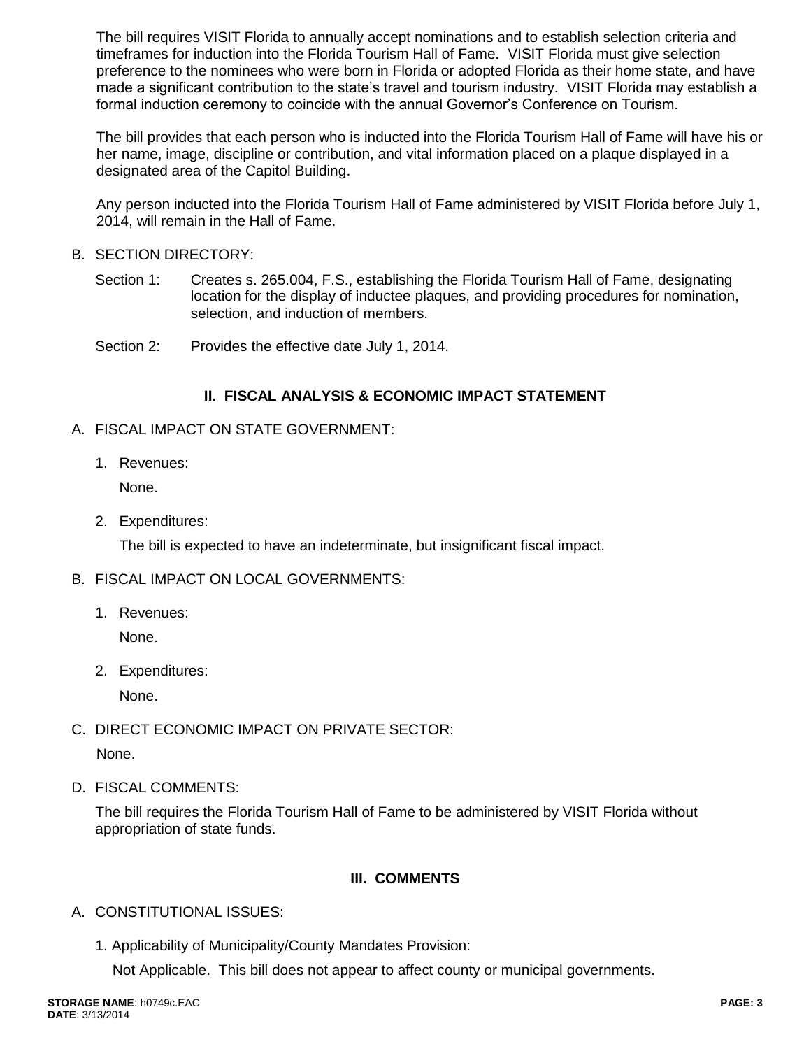The bill requires VISIT Florida to annually accept nominations and to establish selection criteria and timeframes for induction into the Florida Tourism Hall of Fame. VISIT Florida must give selection preference to the nominees who were born in Florida or adopted Florida as their home state, and have made a significant contribution to the state's travel and tourism industry. VISIT Florida may establish a formal induction ceremony to coincide with the annual Governor's Conference on Tourism.

The bill provides that each person who is inducted into the Florida Tourism Hall of Fame will have his or her name, image, discipline or contribution, and vital information placed on a plaque displayed in a designated area of the Capitol Building.

Any person inducted into the Florida Tourism Hall of Fame administered by VISIT Florida before July 1, 2014, will remain in the Hall of Fame.

B. SECTION DIRECTORY:

Section 1: Creates s. 265.004, F.S., establishing the Florida Tourism Hall of Fame, designating location for the display of inductee plaques, and providing procedures for nomination, selection, and induction of members.

Section 2: Provides the effective date July 1, 2014.

## II. FISCAL ANALYSIS & ECONOMIC IMPACT STATEMENT

A. FISCAL IMPACT ON STATE GOVERNMENT:

1. Revenues:

   None.

2. Expenditures:

   The bill is expected to have an indeterminate, but insignificant fiscal impact.

B. FISCAL IMPACT ON LOCAL GOVERNMENTS:

1. Revenues:

   None.

2. Expenditures:

   None.

C. DIRECT ECONOMIC IMPACT ON PRIVATE SECTOR:

None.

D. FISCAL COMMENTS:

The bill requires the Florida Tourism Hall of Fame to be administered by VISIT Florida without appropriation of state funds.

## III. COMMENTS

A. CONSTITUTIONAL ISSUES:

1. Applicability of Municipality/County Mandates Provision:

   Not Applicable. This bill does not appear to affect county or municipal governments.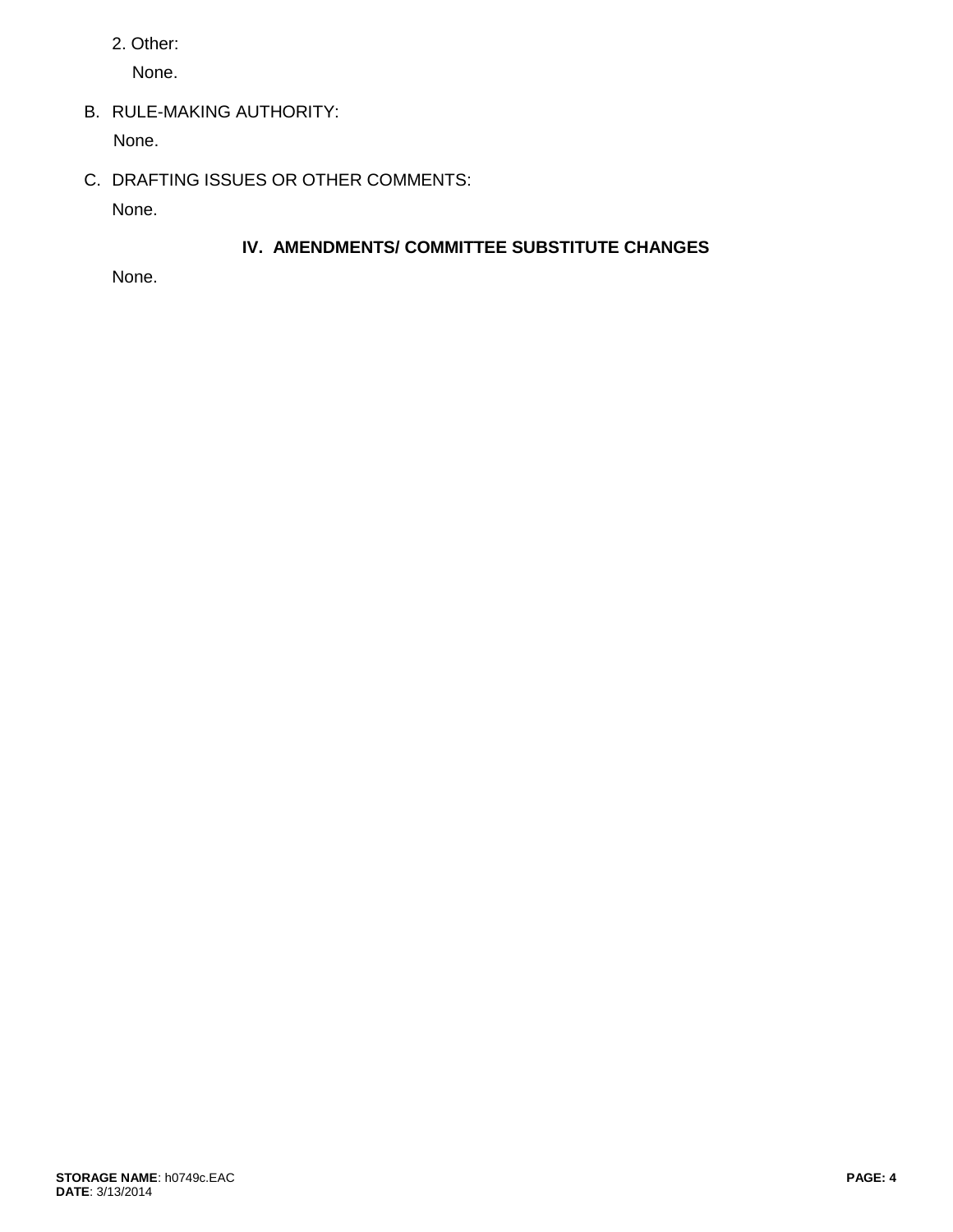2. Other:

None.

B. RULE-MAKING AUTHORITY:

None.

C. DRAFTING ISSUES OR OTHER COMMENTS:

None.

## IV. AMENDMENTS/ COMMITTEE SUBSTITUTE CHANGES

None.